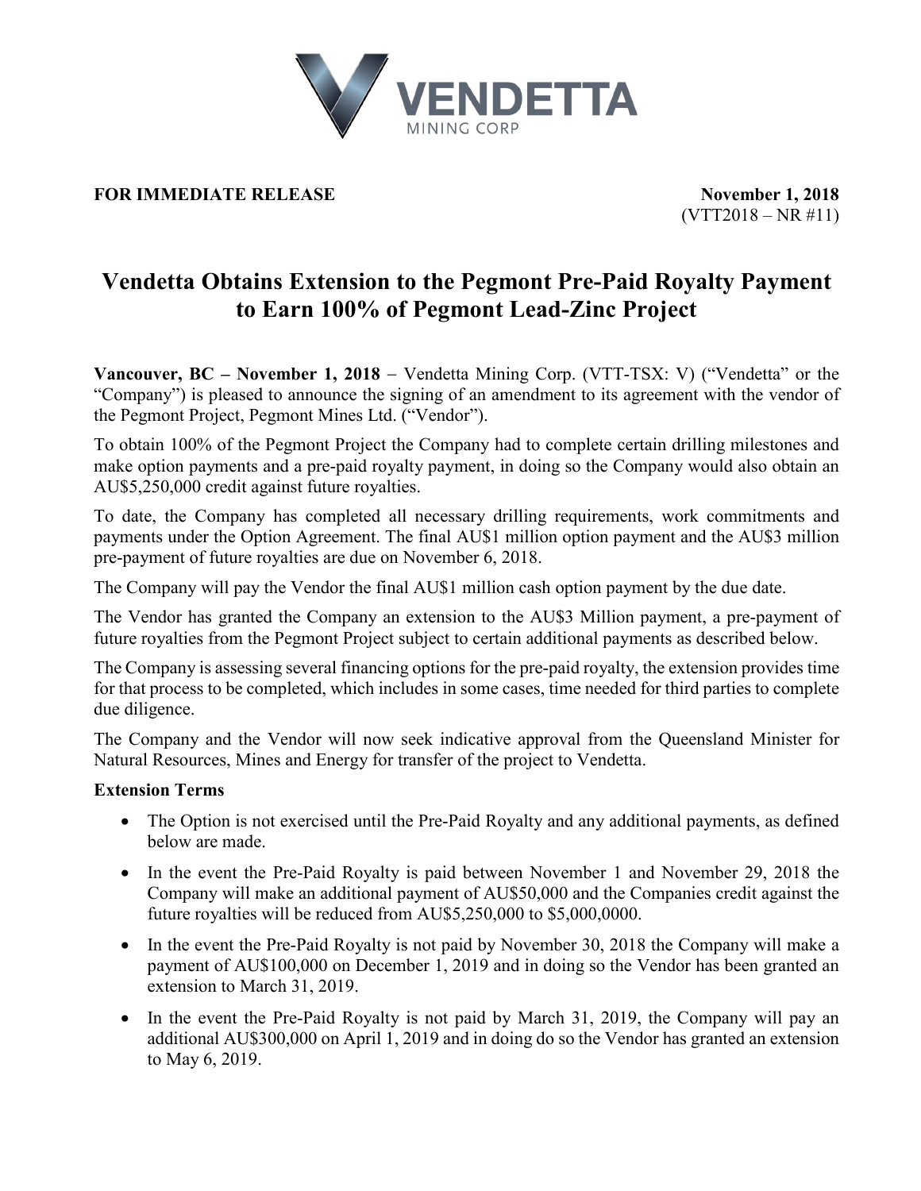**FOR IMMEDIATE RELEASE** **November 1, 2018**
(VTT2018 – NR #11)

# Vendetta Obtains Extension to the Pegmont Pre-Paid Royalty Payment to Earn 100% of Pegmont Lead-Zinc Project

**Vancouver, BC – November 1, 2018** – Vendetta Mining Corp. (VTT-TSX: V) ("Vendetta" or the "Company") is pleased to announce the signing of an amendment to its agreement with the vendor of the Pegmont Project, Pegmont Mines Ltd. ("Vendor").

To obtain 100% of the Pegmont Project the Company had to complete certain drilling milestones and make option payments and a pre-paid royalty payment, in doing so the Company would also obtain an AU$5,250,000 credit against future royalties.

To date, the Company has completed all necessary drilling requirements, work commitments and payments under the Option Agreement. The final AU$1 million option payment and the AU$3 million pre-payment of future royalties are due on November 6, 2018.

The Company will pay the Vendor the final AU$1 million cash option payment by the due date.

The Vendor has granted the Company an extension to the AU$3 Million payment, a pre-payment of future royalties from the Pegmont Project subject to certain additional payments as described below.

The Company is assessing several financing options for the pre-paid royalty, the extension provides time for that process to be completed, which includes in some cases, time needed for third parties to complete due diligence.

The Company and the Vendor will now seek indicative approval from the Queensland Minister for Natural Resources, Mines and Energy for transfer of the project to Vendetta.

**Extension Terms**

- The Option is not exercised until the Pre-Paid Royalty and any additional payments, as defined below are made.
- In the event the Pre-Paid Royalty is paid between November 1 and November 29, 2018 the Company will make an additional payment of AU$50,000 and the Companies credit against the future royalties will be reduced from AU$5,250,000 to $5,000,0000.
- In the event the Pre-Paid Royalty is not paid by November 30, 2018 the Company will make a payment of AU$100,000 on December 1, 2019 and in doing so the Vendor has been granted an extension to March 31, 2019.
- In the event the Pre-Paid Royalty is not paid by March 31, 2019, the Company will pay an additional AU$300,000 on April 1, 2019 and in doing do so the Vendor has granted an extension to May 6, 2019.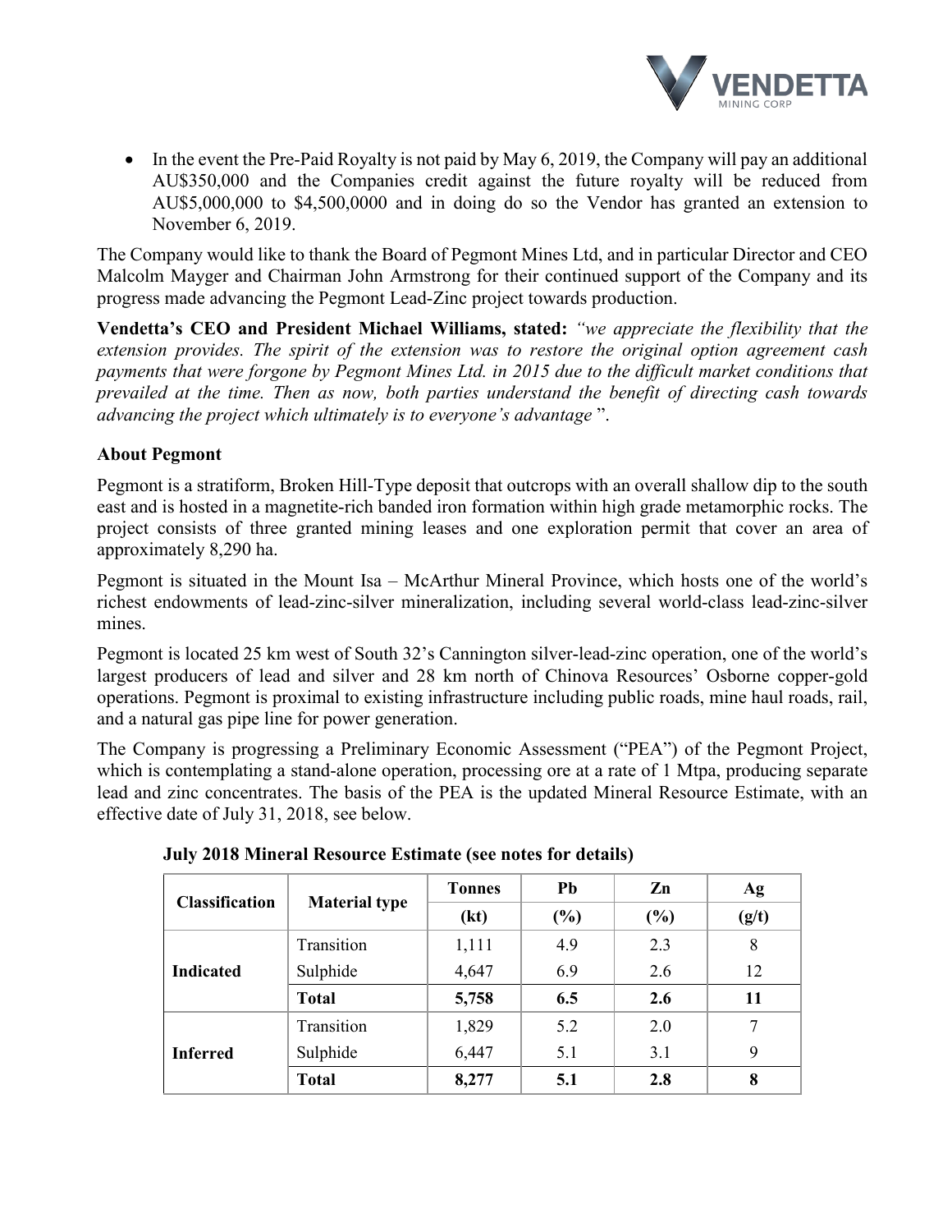- In the event the Pre-Paid Royalty is not paid by May 6, 2019, the Company will pay an additional AU$350,000 and the Companies credit against the future royalty will be reduced from AU$5,000,000 to $4,500,0000 and in doing do so the Vendor has granted an extension to November 6, 2019.

The Company would like to thank the Board of Pegmont Mines Ltd, and in particular Director and CEO Malcolm Mayger and Chairman John Armstrong for their continued support of the Company and its progress made advancing the Pegmont Lead-Zinc project towards production.

**Vendetta's CEO and President Michael Williams, stated:** *"we appreciate the flexibility that the extension provides. The spirit of the extension was to restore the original option agreement cash payments that were forgone by Pegmont Mines Ltd. in 2015 due to the difficult market conditions that prevailed at the time. Then as now, both parties understand the benefit of directing cash towards advancing the project which ultimately is to everyone's advantage* ".

**About Pegmont**

Pegmont is a stratiform, Broken Hill-Type deposit that outcrops with an overall shallow dip to the south east and is hosted in a magnetite-rich banded iron formation within high grade metamorphic rocks. The project consists of three granted mining leases and one exploration permit that cover an area of approximately 8,290 ha.

Pegmont is situated in the Mount Isa – McArthur Mineral Province, which hosts one of the world's richest endowments of lead-zinc-silver mineralization, including several world-class lead-zinc-silver mines.

Pegmont is located 25 km west of South 32's Cannington silver-lead-zinc operation, one of the world's largest producers of lead and silver and 28 km north of Chinova Resources' Osborne copper-gold operations. Pegmont is proximal to existing infrastructure including public roads, mine haul roads, rail, and a natural gas pipe line for power generation.

The Company is progressing a Preliminary Economic Assessment ("PEA") of the Pegmont Project, which is contemplating a stand-alone operation, processing ore at a rate of 1 Mtpa, producing separate lead and zinc concentrates. The basis of the PEA is the updated Mineral Resource Estimate, with an effective date of July 31, 2018, see below.

**July 2018 Mineral Resource Estimate (see notes for details)**

| Classification | Material type | Tonnes (kt) | Pb (%) | Zn (%) | Ag (g/t) |
|---|---|---|---|---|---|
| Indicated | Transition | 1,111 | 4.9 | 2.3 | 8 |
| | Sulphide | 4,647 | 6.9 | 2.6 | 12 |
| | **Total** | **5,758** | **6.5** | **2.6** | **11** |
| Inferred | Transition | 1,829 | 5.2 | 2.0 | 7 |
| | Sulphide | 6,447 | 5.1 | 3.1 | 9 |
| | **Total** | **8,277** | **5.1** | **2.8** | **8** |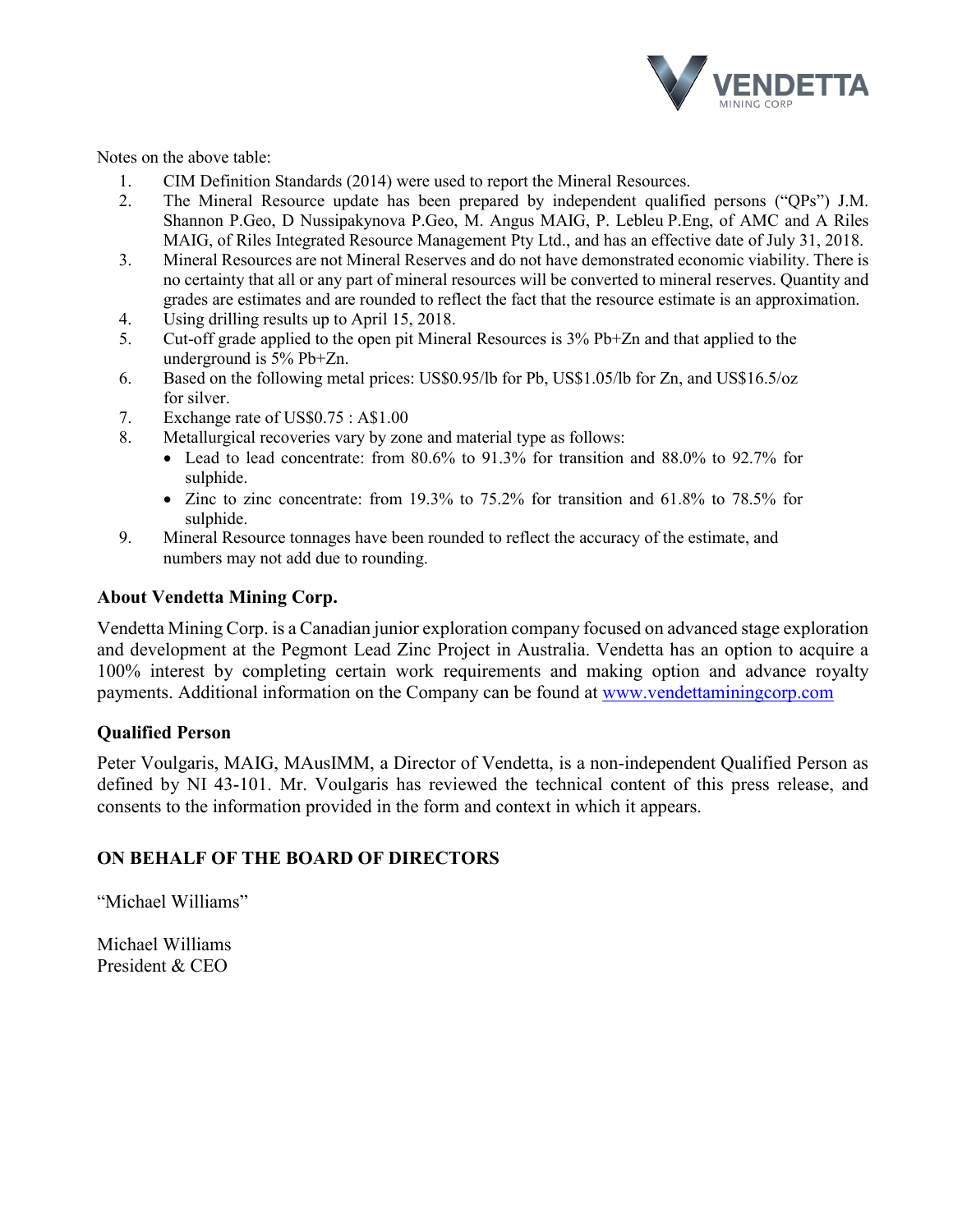Notes on the above table:

1. CIM Definition Standards (2014) were used to report the Mineral Resources.
2. The Mineral Resource update has been prepared by independent qualified persons ("QPs") J.M. Shannon P.Geo, D Nussipakynova P.Geo, M. Angus MAIG, P. Lebleu P.Eng, of AMC and A Riles MAIG, of Riles Integrated Resource Management Pty Ltd., and has an effective date of July 31, 2018.
3. Mineral Resources are not Mineral Reserves and do not have demonstrated economic viability. There is no certainty that all or any part of mineral resources will be converted to mineral reserves. Quantity and grades are estimates and are rounded to reflect the fact that the resource estimate is an approximation.
4. Using drilling results up to April 15, 2018.
5. Cut-off grade applied to the open pit Mineral Resources is 3% Pb+Zn and that applied to the underground is 5% Pb+Zn.
6. Based on the following metal prices: US$0.95/lb for Pb, US$1.05/lb for Zn, and US$16.5/oz for silver.
7. Exchange rate of US$0.75 : A$1.00
8. Metallurgical recoveries vary by zone and material type as follows:
   - Lead to lead concentrate: from 80.6% to 91.3% for transition and 88.0% to 92.7% for sulphide.
   - Zinc to zinc concentrate: from 19.3% to 75.2% for transition and 61.8% to 78.5% for sulphide.
9. Mineral Resource tonnages have been rounded to reflect the accuracy of the estimate, and numbers may not add due to rounding.

## About Vendetta Mining Corp.

Vendetta Mining Corp. is a Canadian junior exploration company focused on advanced stage exploration and development at the Pegmont Lead Zinc Project in Australia. Vendetta has an option to acquire a 100% interest by completing certain work requirements and making option and advance royalty payments. Additional information on the Company can be found at www.vendettaminingcorp.com

## Qualified Person

Peter Voulgaris, MAIG, MAusIMM, a Director of Vendetta, is a non-independent Qualified Person as defined by NI 43-101. Mr. Voulgaris has reviewed the technical content of this press release, and consents to the information provided in the form and context in which it appears.

## ON BEHALF OF THE BOARD OF DIRECTORS

"Michael Williams"

Michael Williams
President & CEO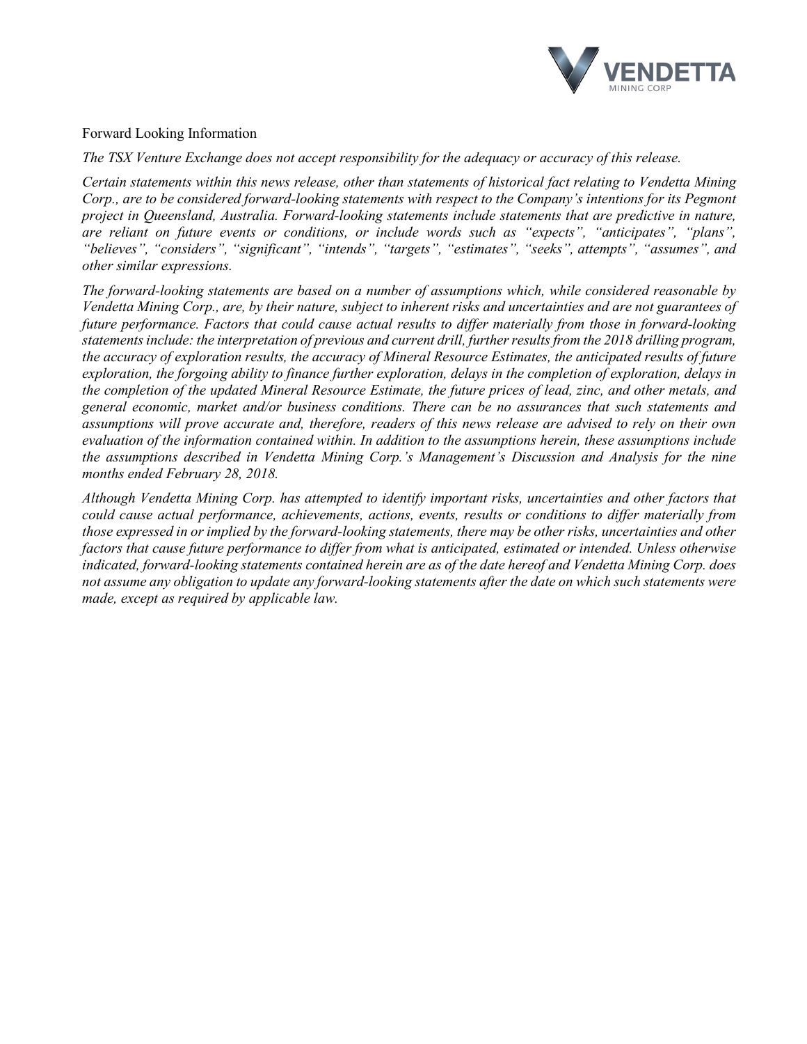Forward Looking Information

*The TSX Venture Exchange does not accept responsibility for the adequacy or accuracy of this release.*

*Certain statements within this news release, other than statements of historical fact relating to Vendetta Mining Corp., are to be considered forward-looking statements with respect to the Company's intentions for its Pegmont project in Queensland, Australia. Forward-looking statements include statements that are predictive in nature, are reliant on future events or conditions, or include words such as "expects", "anticipates", "plans", "believes", "considers", "significant", "intends", "targets", "estimates", "seeks", attempts", "assumes", and other similar expressions.*

*The forward-looking statements are based on a number of assumptions which, while considered reasonable by Vendetta Mining Corp., are, by their nature, subject to inherent risks and uncertainties and are not guarantees of future performance. Factors that could cause actual results to differ materially from those in forward-looking statements include: the interpretation of previous and current drill, further results from the 2018 drilling program, the accuracy of exploration results, the accuracy of Mineral Resource Estimates, the anticipated results of future exploration, the forgoing ability to finance further exploration, delays in the completion of exploration, delays in the completion of the updated Mineral Resource Estimate, the future prices of lead, zinc, and other metals, and general economic, market and/or business conditions. There can be no assurances that such statements and assumptions will prove accurate and, therefore, readers of this news release are advised to rely on their own evaluation of the information contained within. In addition to the assumptions herein, these assumptions include the assumptions described in Vendetta Mining Corp.'s Management's Discussion and Analysis for the nine months ended February 28, 2018.*

*Although Vendetta Mining Corp. has attempted to identify important risks, uncertainties and other factors that could cause actual performance, achievements, actions, events, results or conditions to differ materially from those expressed in or implied by the forward-looking statements, there may be other risks, uncertainties and other factors that cause future performance to differ from what is anticipated, estimated or intended. Unless otherwise indicated, forward-looking statements contained herein are as of the date hereof and Vendetta Mining Corp. does not assume any obligation to update any forward-looking statements after the date on which such statements were made, except as required by applicable law.*